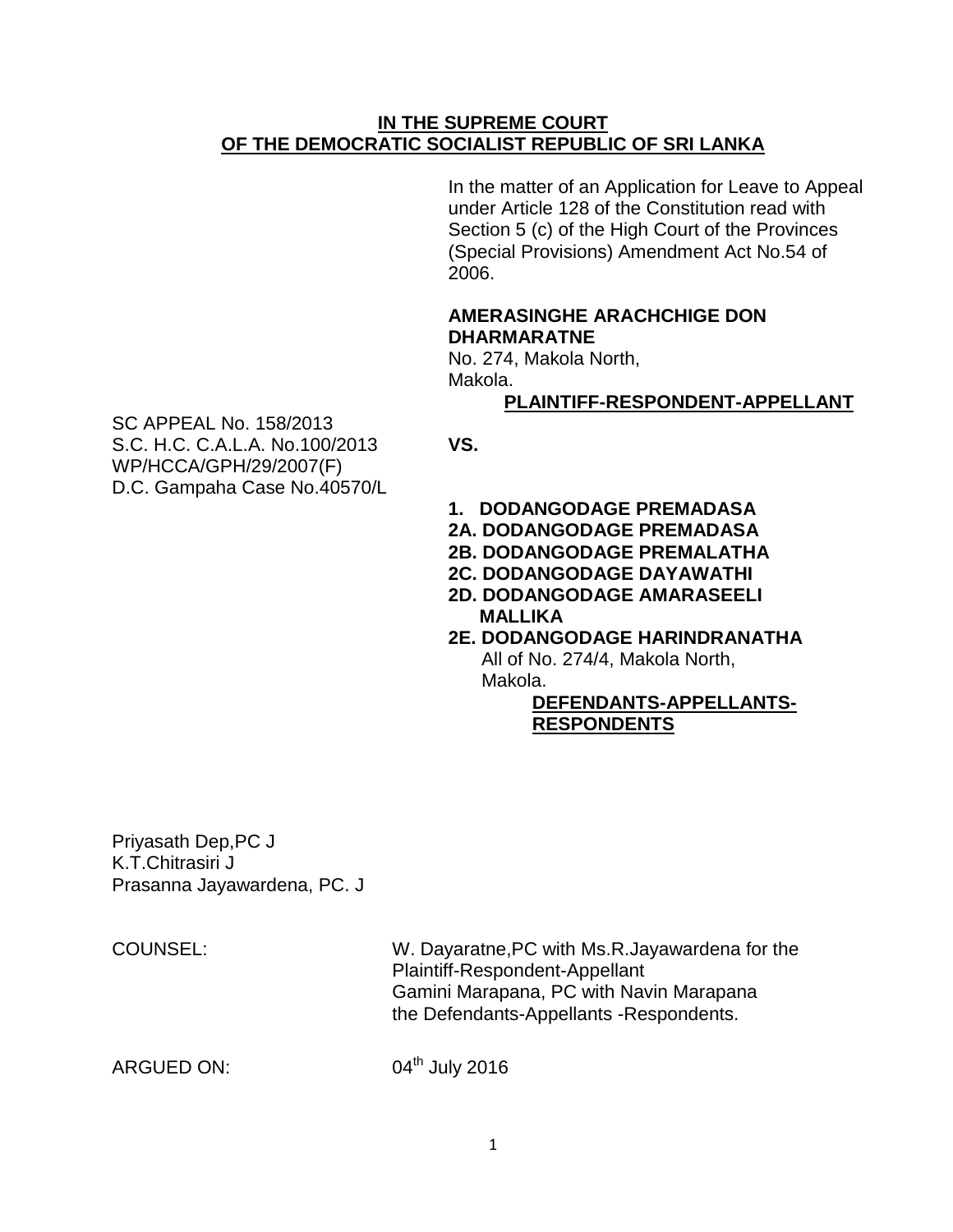**IN THE SUPREME COURT**
**OF THE DEMOCRATIC SOCIALIST REPUBLIC OF SRI LANKA**

In the matter of an Application for Leave to Appeal under Article 128 of the Constitution read with Section 5 (c) of the High Court of the Provinces (Special Provisions) Amendment Act No.54 of 2006.

**AMERASINGHE ARACHCHIGE DON DHARMARATNE**
No. 274, Makola North,
Makola.

**PLAINTIFF-RESPONDENT-APPELLANT**

SC APPEAL No. 158/2013
S.C. H.C. C.A.L.A. No.100/2013
WP/HCCA/GPH/29/2007(F)
D.C. Gampaha Case No.40570/L

**VS.**

**1. DODANGODAGE PREMADASA**
**2A. DODANGODAGE PREMADASA**
**2B. DODANGODAGE PREMALATHA**
**2C. DODANGODAGE DAYAWATHI**
**2D. DODANGODAGE AMARASEELI MALLIKA**
**2E. DODANGODAGE HARINDRANATHA**
All of No. 274/4, Makola North,
Makola.

**DEFENDANTS-APPELLANTS-RESPONDENTS**

Priyasath Dep,PC J
K.T.Chitrasiri J
Prasanna Jayawardena, PC. J

COUNSEL: W. Dayaratne,PC with Ms.R.Jayawardena for the Plaintiff-Respondent-Appellant
Gamini Marapana, PC with Navin Marapana the Defendants-Appellants -Respondents.

ARGUED ON: 04th July 2016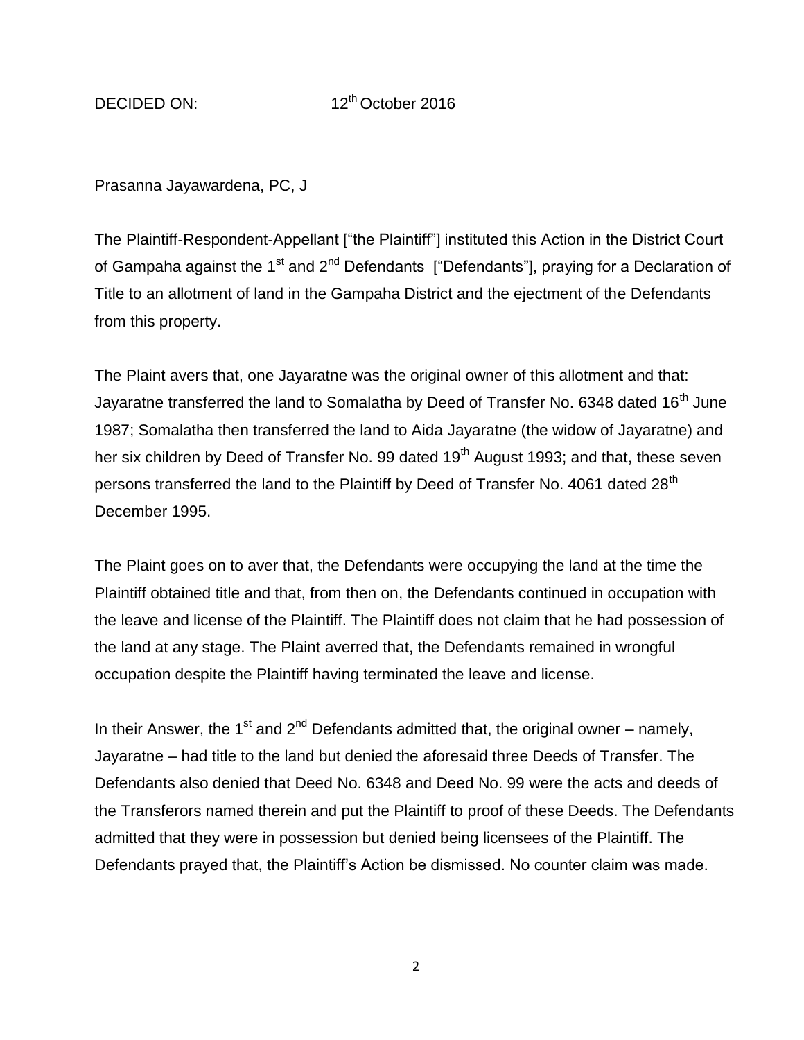DECIDED ON: 12th October 2016

Prasanna Jayawardena, PC, J

The Plaintiff-Respondent-Appellant ["the Plaintiff"] instituted this Action in the District Court of Gampaha against the 1st and 2nd Defendants ["Defendants"], praying for a Declaration of Title to an allotment of land in the Gampaha District and the ejectment of the Defendants from this property.

The Plaint avers that, one Jayaratne was the original owner of this allotment and that: Jayaratne transferred the land to Somalatha by Deed of Transfer No. 6348 dated 16th June 1987; Somalatha then transferred the land to Aida Jayaratne (the widow of Jayaratne) and her six children by Deed of Transfer No. 99 dated 19th August 1993; and that, these seven persons transferred the land to the Plaintiff by Deed of Transfer No. 4061 dated 28th December 1995.

The Plaint goes on to aver that, the Defendants were occupying the land at the time the Plaintiff obtained title and that, from then on, the Defendants continued in occupation with the leave and license of the Plaintiff. The Plaintiff does not claim that he had possession of the land at any stage. The Plaint averred that, the Defendants remained in wrongful occupation despite the Plaintiff having terminated the leave and license.

In their Answer, the 1st and 2nd Defendants admitted that, the original owner – namely, Jayaratne – had title to the land but denied the aforesaid three Deeds of Transfer. The Defendants also denied that Deed No. 6348 and Deed No. 99 were the acts and deeds of the Transferors named therein and put the Plaintiff to proof of these Deeds. The Defendants admitted that they were in possession but denied being licensees of the Plaintiff. The Defendants prayed that, the Plaintiff's Action be dismissed. No counter claim was made.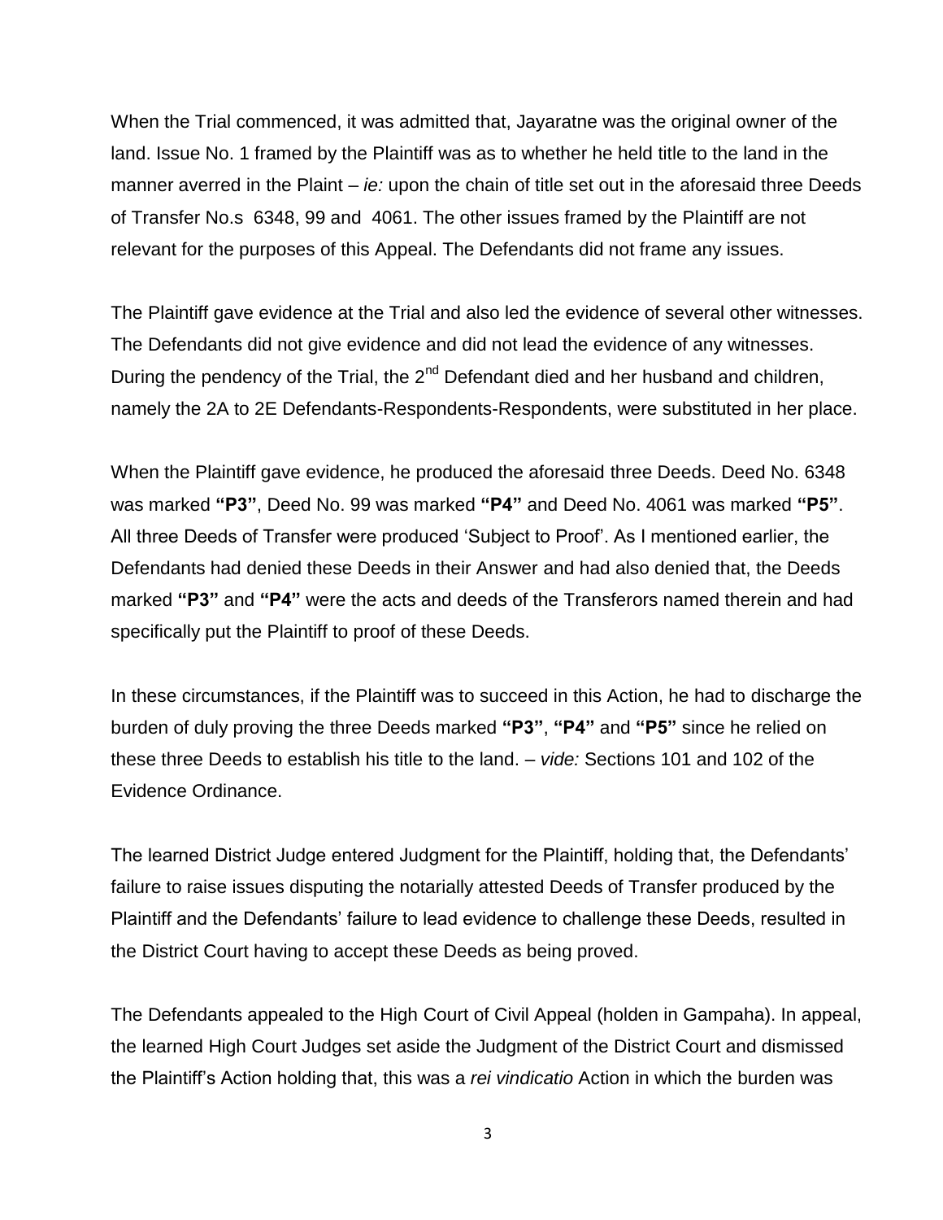When the Trial commenced, it was admitted that, Jayaratne was the original owner of the land. Issue No. 1 framed by the Plaintiff was as to whether he held title to the land in the manner averred in the Plaint – *ie:* upon the chain of title set out in the aforesaid three Deeds of Transfer No.s 6348, 99 and 4061. The other issues framed by the Plaintiff are not relevant for the purposes of this Appeal. The Defendants did not frame any issues.

The Plaintiff gave evidence at the Trial and also led the evidence of several other witnesses. The Defendants did not give evidence and did not lead the evidence of any witnesses. During the pendency of the Trial, the 2nd Defendant died and her husband and children, namely the 2A to 2E Defendants-Respondents-Respondents, were substituted in her place.

When the Plaintiff gave evidence, he produced the aforesaid three Deeds. Deed No. 6348 was marked **"P3"**, Deed No. 99 was marked **"P4"** and Deed No. 4061 was marked **"P5"**. All three Deeds of Transfer were produced 'Subject to Proof'. As I mentioned earlier, the Defendants had denied these Deeds in their Answer and had also denied that, the Deeds marked **"P3"** and **"P4"** were the acts and deeds of the Transferors named therein and had specifically put the Plaintiff to proof of these Deeds.

In these circumstances, if the Plaintiff was to succeed in this Action, he had to discharge the burden of duly proving the three Deeds marked **"P3"**, **"P4"** and **"P5"** since he relied on these three Deeds to establish his title to the land. – *vide:* Sections 101 and 102 of the Evidence Ordinance.

The learned District Judge entered Judgment for the Plaintiff, holding that, the Defendants' failure to raise issues disputing the notarially attested Deeds of Transfer produced by the Plaintiff and the Defendants' failure to lead evidence to challenge these Deeds, resulted in the District Court having to accept these Deeds as being proved.

The Defendants appealed to the High Court of Civil Appeal (holden in Gampaha). In appeal, the learned High Court Judges set aside the Judgment of the District Court and dismissed the Plaintiff's Action holding that, this was a *rei vindicatio* Action in which the burden was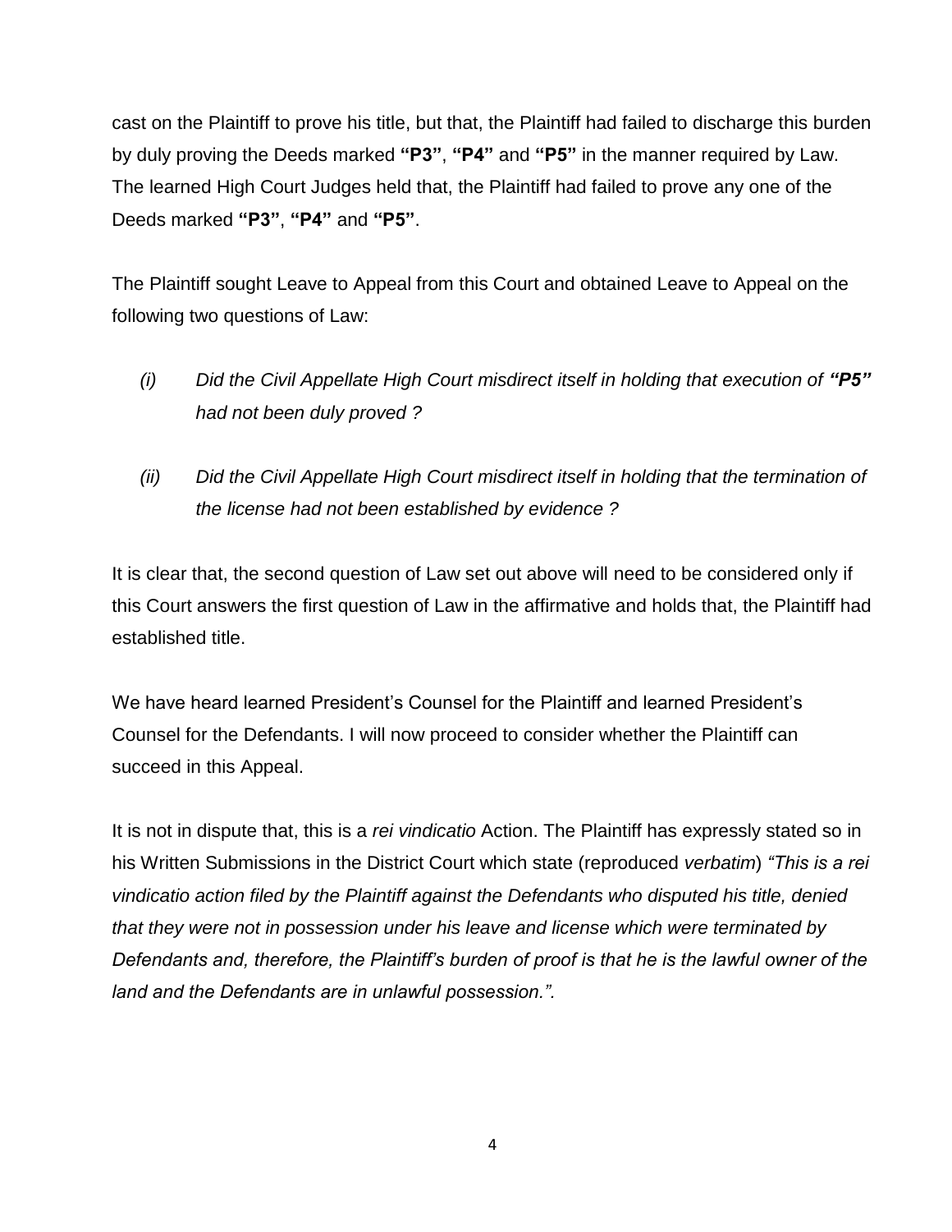cast on the Plaintiff to prove his title, but that, the Plaintiff had failed to discharge this burden by duly proving the Deeds marked **"P3"**, **"P4"** and **"P5"** in the manner required by Law. The learned High Court Judges held that, the Plaintiff had failed to prove any one of the Deeds marked **"P3"**, **"P4"** and **"P5"**.

The Plaintiff sought Leave to Appeal from this Court and obtained Leave to Appeal on the following two questions of Law:

*(i) Did the Civil Appellate High Court misdirect itself in holding that execution of* ***"P5"*** *had not been duly proved ?*

*(ii) Did the Civil Appellate High Court misdirect itself in holding that the termination of the license had not been established by evidence ?*

It is clear that, the second question of Law set out above will need to be considered only if this Court answers the first question of Law in the affirmative and holds that, the Plaintiff had established title.

We have heard learned President's Counsel for the Plaintiff and learned President's Counsel for the Defendants. I will now proceed to consider whether the Plaintiff can succeed in this Appeal.

It is not in dispute that, this is a *rei vindicatio* Action. The Plaintiff has expressly stated so in his Written Submissions in the District Court which state (reproduced *verbatim*) *"This is a rei vindicatio action filed by the Plaintiff against the Defendants who disputed his title, denied that they were not in possession under his leave and license which were terminated by Defendants and, therefore, the Plaintiff's burden of proof is that he is the lawful owner of the land and the Defendants are in unlawful possession.".*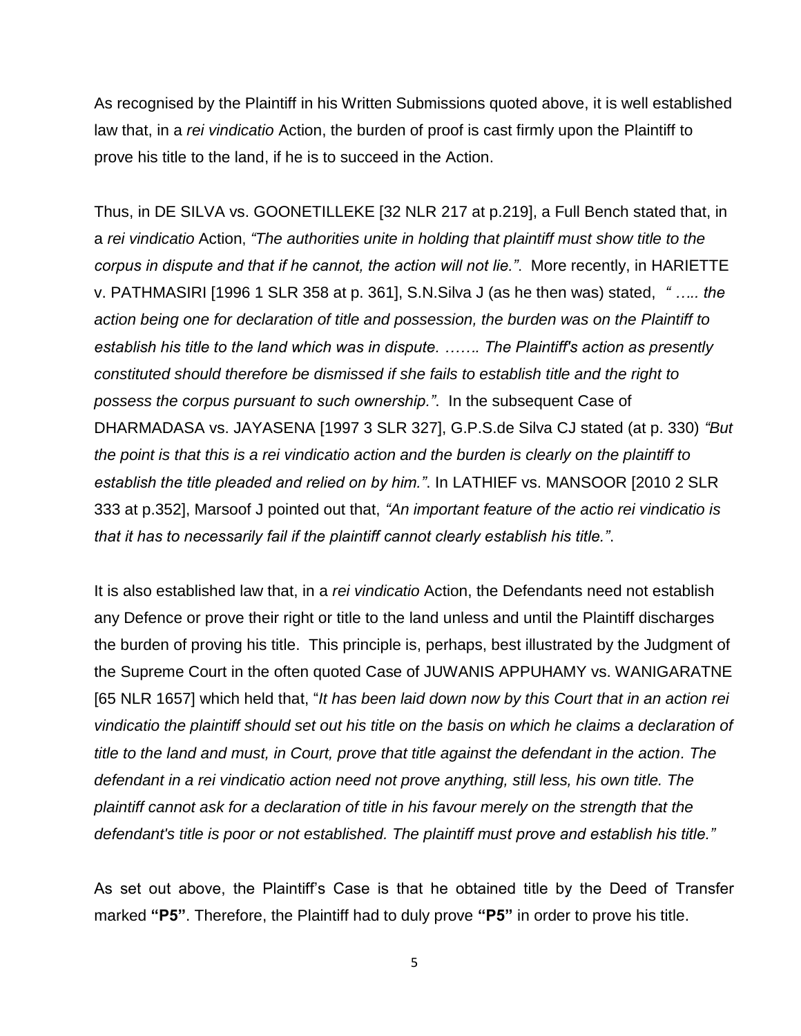As recognised by the Plaintiff in his Written Submissions quoted above, it is well established law that, in a *rei vindicatio* Action, the burden of proof is cast firmly upon the Plaintiff to prove his title to the land, if he is to succeed in the Action.

Thus, in DE SILVA vs. GOONETILLEKE [32 NLR 217 at p.219], a Full Bench stated that, in a *rei vindicatio* Action, *"The authorities unite in holding that plaintiff must show title to the corpus in dispute and that if he cannot, the action will not lie."*. More recently, in HARIETTE v. PATHMASIRI [1996 1 SLR 358 at p. 361], S.N.Silva J (as he then was) stated, *" ….. the action being one for declaration of title and possession, the burden was on the Plaintiff to establish his title to the land which was in dispute. ……. The Plaintiff's action as presently constituted should therefore be dismissed if she fails to establish title and the right to possess the corpus pursuant to such ownership."*. In the subsequent Case of DHARMADASA vs. JAYASENA [1997 3 SLR 327], G.P.S.de Silva CJ stated (at p. 330) *"But the point is that this is a rei vindicatio action and the burden is clearly on the plaintiff to establish the title pleaded and relied on by him."*. In LATHIEF vs. MANSOOR [2010 2 SLR 333 at p.352], Marsoof J pointed out that, *"An important feature of the actio rei vindicatio is that it has to necessarily fail if the plaintiff cannot clearly establish his title."*.

It is also established law that, in a *rei vindicatio* Action, the Defendants need not establish any Defence or prove their right or title to the land unless and until the Plaintiff discharges the burden of proving his title. This principle is, perhaps, best illustrated by the Judgment of the Supreme Court in the often quoted Case of JUWANIS APPUHAMY vs. WANIGARATNE [65 NLR 1657] which held that, "*It has been laid down now by this Court that in an action rei vindicatio the plaintiff should set out his title on the basis on which he claims a declaration of title to the land and must, in Court, prove that title against the defendant in the action. The defendant in a rei vindicatio action need not prove anything, still less, his own title. The plaintiff cannot ask for a declaration of title in his favour merely on the strength that the defendant's title is poor or not established. The plaintiff must prove and establish his title."*

As set out above, the Plaintiff's Case is that he obtained title by the Deed of Transfer marked **"P5"**. Therefore, the Plaintiff had to duly prove **"P5"** in order to prove his title.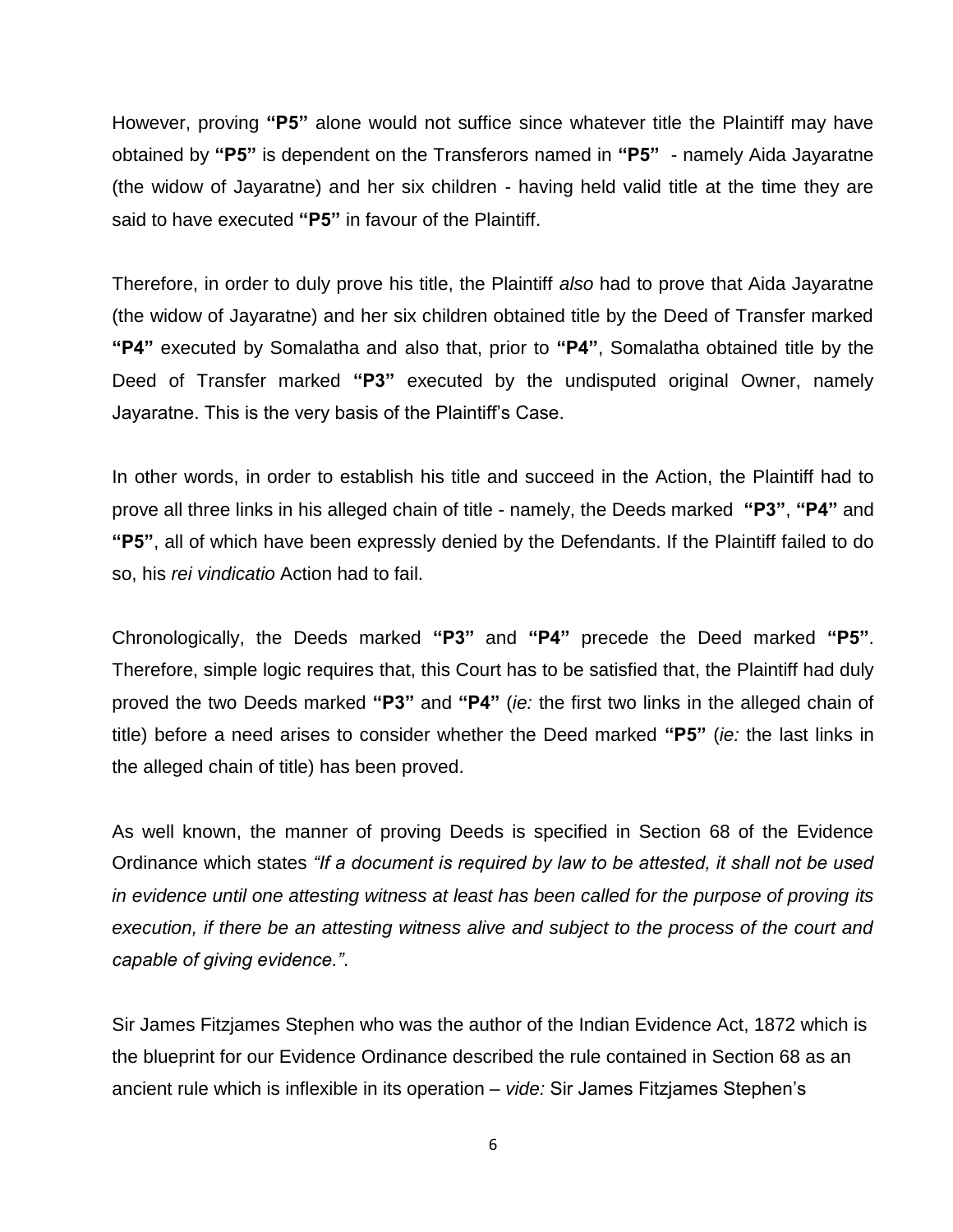However, proving **"P5"** alone would not suffice since whatever title the Plaintiff may have obtained by **"P5"** is dependent on the Transferors named in **"P5"** - namely Aida Jayaratne (the widow of Jayaratne) and her six children - having held valid title at the time they are said to have executed **"P5"** in favour of the Plaintiff.

Therefore, in order to duly prove his title, the Plaintiff *also* had to prove that Aida Jayaratne (the widow of Jayaratne) and her six children obtained title by the Deed of Transfer marked **"P4"** executed by Somalatha and also that, prior to **"P4"**, Somalatha obtained title by the Deed of Transfer marked **"P3"** executed by the undisputed original Owner, namely Jayaratne. This is the very basis of the Plaintiff's Case.

In other words, in order to establish his title and succeed in the Action, the Plaintiff had to prove all three links in his alleged chain of title - namely, the Deeds marked **"P3"**, **"P4"** and **"P5"**, all of which have been expressly denied by the Defendants. If the Plaintiff failed to do so, his *rei vindicatio* Action had to fail.

Chronologically, the Deeds marked **"P3"** and **"P4"** precede the Deed marked **"P5"**. Therefore, simple logic requires that, this Court has to be satisfied that, the Plaintiff had duly proved the two Deeds marked **"P3"** and **"P4"** (*ie:* the first two links in the alleged chain of title) before a need arises to consider whether the Deed marked **"P5"** (*ie:* the last links in the alleged chain of title) has been proved.

As well known, the manner of proving Deeds is specified in Section 68 of the Evidence Ordinance which states *"If a document is required by law to be attested, it shall not be used in evidence until one attesting witness at least has been called for the purpose of proving its execution, if there be an attesting witness alive and subject to the process of the court and capable of giving evidence."*.

Sir James Fitzjames Stephen who was the author of the Indian Evidence Act, 1872 which is the blueprint for our Evidence Ordinance described the rule contained in Section 68 as an ancient rule which is inflexible in its operation – *vide:* Sir James Fitzjames Stephen's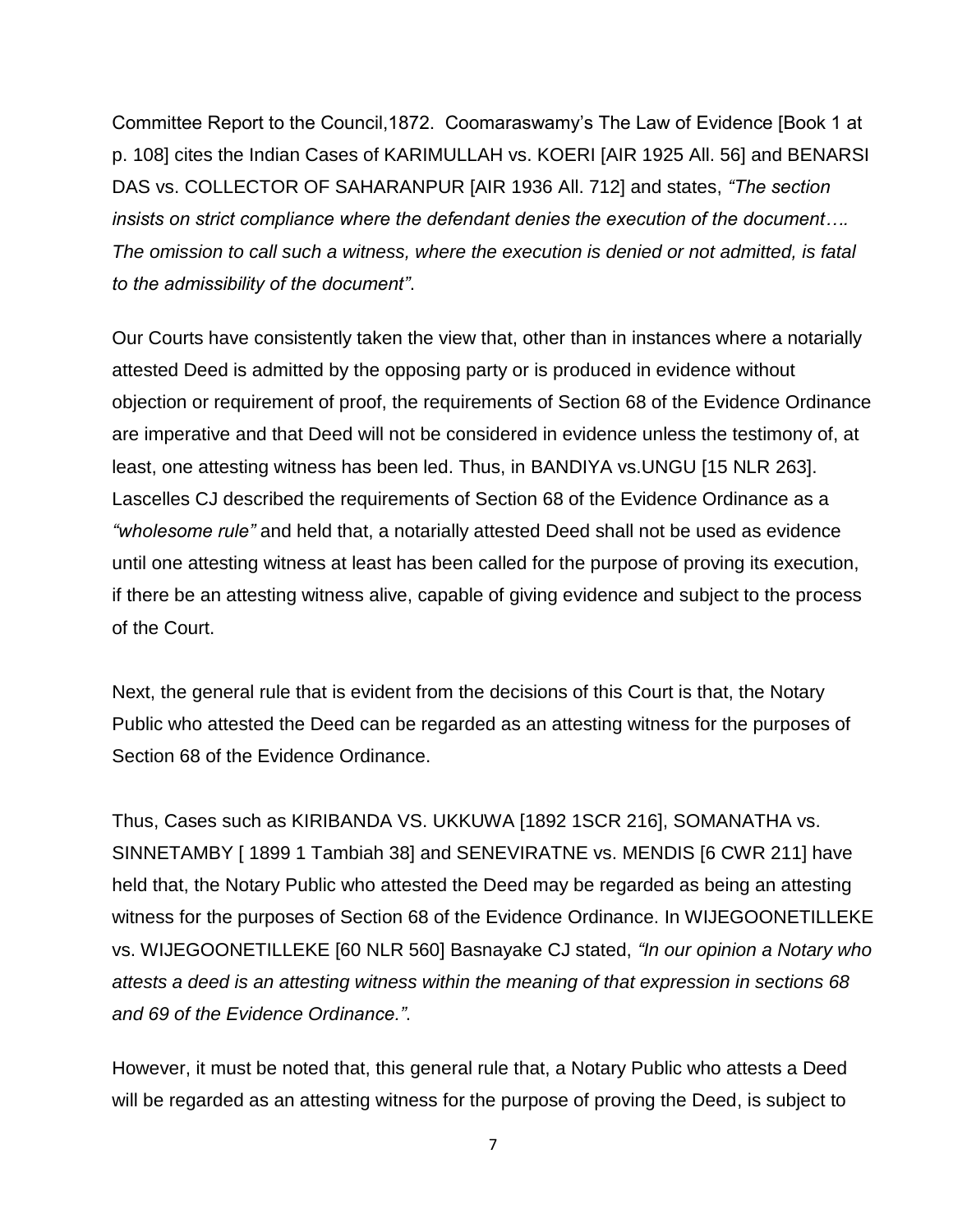Committee Report to the Council,1872. Coomaraswamy's The Law of Evidence [Book 1 at p. 108] cites the Indian Cases of KARIMULLAH vs. KOERI [AIR 1925 All. 56] and BENARSI DAS vs. COLLECTOR OF SAHARANPUR [AIR 1936 All. 712] and states, *"The section insists on strict compliance where the defendant denies the execution of the document…. The omission to call such a witness, where the execution is denied or not admitted, is fatal to the admissibility of the document"*.

Our Courts have consistently taken the view that, other than in instances where a notarially attested Deed is admitted by the opposing party or is produced in evidence without objection or requirement of proof, the requirements of Section 68 of the Evidence Ordinance are imperative and that Deed will not be considered in evidence unless the testimony of, at least, one attesting witness has been led. Thus, in BANDIYA vs.UNGU [15 NLR 263]. Lascelles CJ described the requirements of Section 68 of the Evidence Ordinance as a *"wholesome rule"* and held that, a notarially attested Deed shall not be used as evidence until one attesting witness at least has been called for the purpose of proving its execution, if there be an attesting witness alive, capable of giving evidence and subject to the process of the Court.

Next, the general rule that is evident from the decisions of this Court is that, the Notary Public who attested the Deed can be regarded as an attesting witness for the purposes of Section 68 of the Evidence Ordinance.

Thus, Cases such as KIRIBANDA VS. UKKUWA [1892 1SCR 216], SOMANATHA vs. SINNETAMBY [ 1899 1 Tambiah 38] and SENEVIRATNE vs. MENDIS [6 CWR 211] have held that, the Notary Public who attested the Deed may be regarded as being an attesting witness for the purposes of Section 68 of the Evidence Ordinance. In WIJEGOONETILLEKE vs. WIJEGOONETILLEKE [60 NLR 560] Basnayake CJ stated, *"In our opinion a Notary who attests a deed is an attesting witness within the meaning of that expression in sections 68 and 69 of the Evidence Ordinance."*.

However, it must be noted that, this general rule that, a Notary Public who attests a Deed will be regarded as an attesting witness for the purpose of proving the Deed, is subject to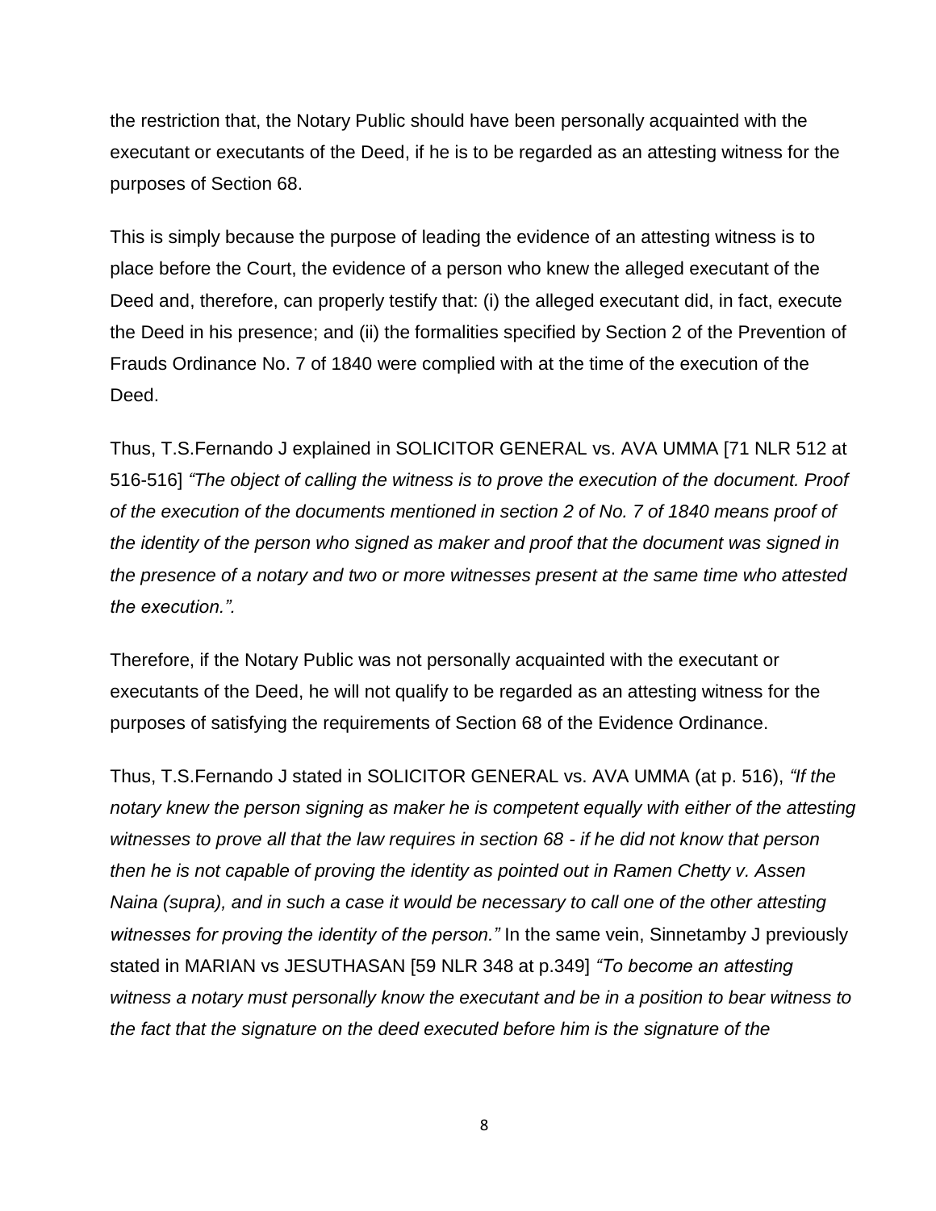the restriction that, the Notary Public should have been personally acquainted with the executant or executants of the Deed, if he is to be regarded as an attesting witness for the purposes of Section 68.

This is simply because the purpose of leading the evidence of an attesting witness is to place before the Court, the evidence of a person who knew the alleged executant of the Deed and, therefore, can properly testify that: (i) the alleged executant did, in fact, execute the Deed in his presence; and (ii) the formalities specified by Section 2 of the Prevention of Frauds Ordinance No. 7 of 1840 were complied with at the time of the execution of the Deed.

Thus, T.S.Fernando J explained in SOLICITOR GENERAL vs. AVA UMMA [71 NLR 512 at 516-516] *"The object of calling the witness is to prove the execution of the document. Proof of the execution of the documents mentioned in section 2 of No. 7 of 1840 means proof of the identity of the person who signed as maker and proof that the document was signed in the presence of a notary and two or more witnesses present at the same time who attested the execution.".*

Therefore, if the Notary Public was not personally acquainted with the executant or executants of the Deed, he will not qualify to be regarded as an attesting witness for the purposes of satisfying the requirements of Section 68 of the Evidence Ordinance.

Thus, T.S.Fernando J stated in SOLICITOR GENERAL vs. AVA UMMA (at p. 516), *"If the notary knew the person signing as maker he is competent equally with either of the attesting witnesses to prove all that the law requires in section 68 - if he did not know that person then he is not capable of proving the identity as pointed out in Ramen Chetty v. Assen Naina (supra), and in such a case it would be necessary to call one of the other attesting witnesses for proving the identity of the person."* In the same vein, Sinnetamby J previously stated in MARIAN vs JESUTHASAN [59 NLR 348 at p.349] *"To become an attesting witness a notary must personally know the executant and be in a position to bear witness to the fact that the signature on the deed executed before him is the signature of the*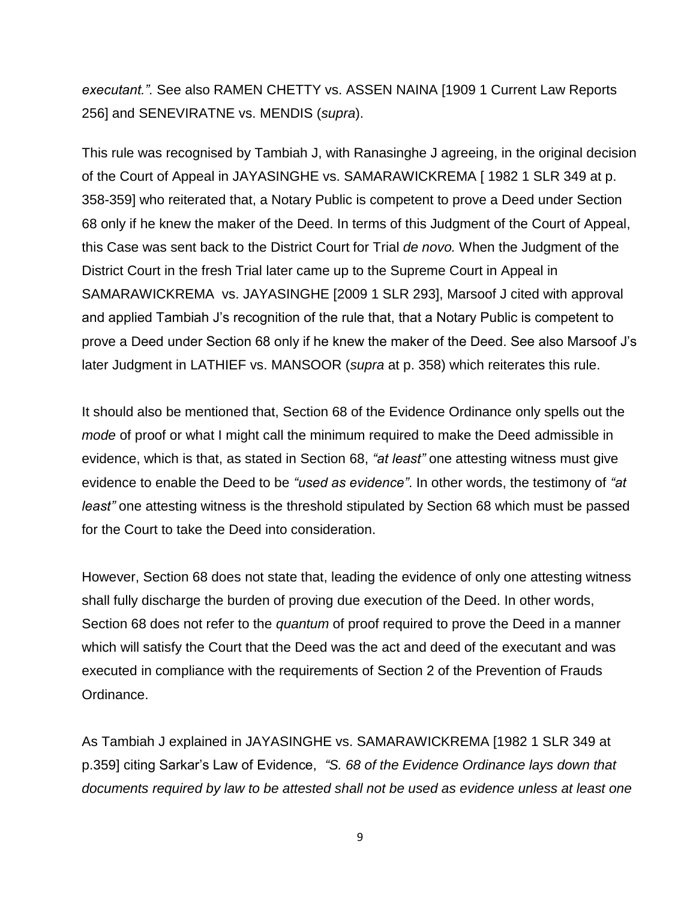*executant.”.* See also RAMEN CHETTY vs. ASSEN NAINA [1909 1 Current Law Reports 256] and SENEVIRATNE vs. MENDIS (*supra*).

This rule was recognised by Tambiah J, with Ranasinghe J agreeing, in the original decision of the Court of Appeal in JAYASINGHE vs. SAMARAWICKREMA [ 1982 1 SLR 349 at p. 358-359] who reiterated that, a Notary Public is competent to prove a Deed under Section 68 only if he knew the maker of the Deed. In terms of this Judgment of the Court of Appeal, this Case was sent back to the District Court for Trial *de novo.* When the Judgment of the District Court in the fresh Trial later came up to the Supreme Court in Appeal in SAMARAWICKREMA vs. JAYASINGHE [2009 1 SLR 293], Marsoof J cited with approval and applied Tambiah J’s recognition of the rule that, that a Notary Public is competent to prove a Deed under Section 68 only if he knew the maker of the Deed. See also Marsoof J’s later Judgment in LATHIEF vs. MANSOOR (*supra* at p. 358) which reiterates this rule.

It should also be mentioned that, Section 68 of the Evidence Ordinance only spells out the *mode* of proof or what I might call the minimum required to make the Deed admissible in evidence, which is that, as stated in Section 68, *“at least”* one attesting witness must give evidence to enable the Deed to be *“used as evidence”*. In other words, the testimony of *“at least”* one attesting witness is the threshold stipulated by Section 68 which must be passed for the Court to take the Deed into consideration.

However, Section 68 does not state that, leading the evidence of only one attesting witness shall fully discharge the burden of proving due execution of the Deed. In other words, Section 68 does not refer to the *quantum* of proof required to prove the Deed in a manner which will satisfy the Court that the Deed was the act and deed of the executant and was executed in compliance with the requirements of Section 2 of the Prevention of Frauds Ordinance.

As Tambiah J explained in JAYASINGHE vs. SAMARAWICKREMA [1982 1 SLR 349 at p.359] citing Sarkar’s Law of Evidence, *“S. 68 of the Evidence Ordinance lays down that documents required by law to be attested shall not be used as evidence unless at least one*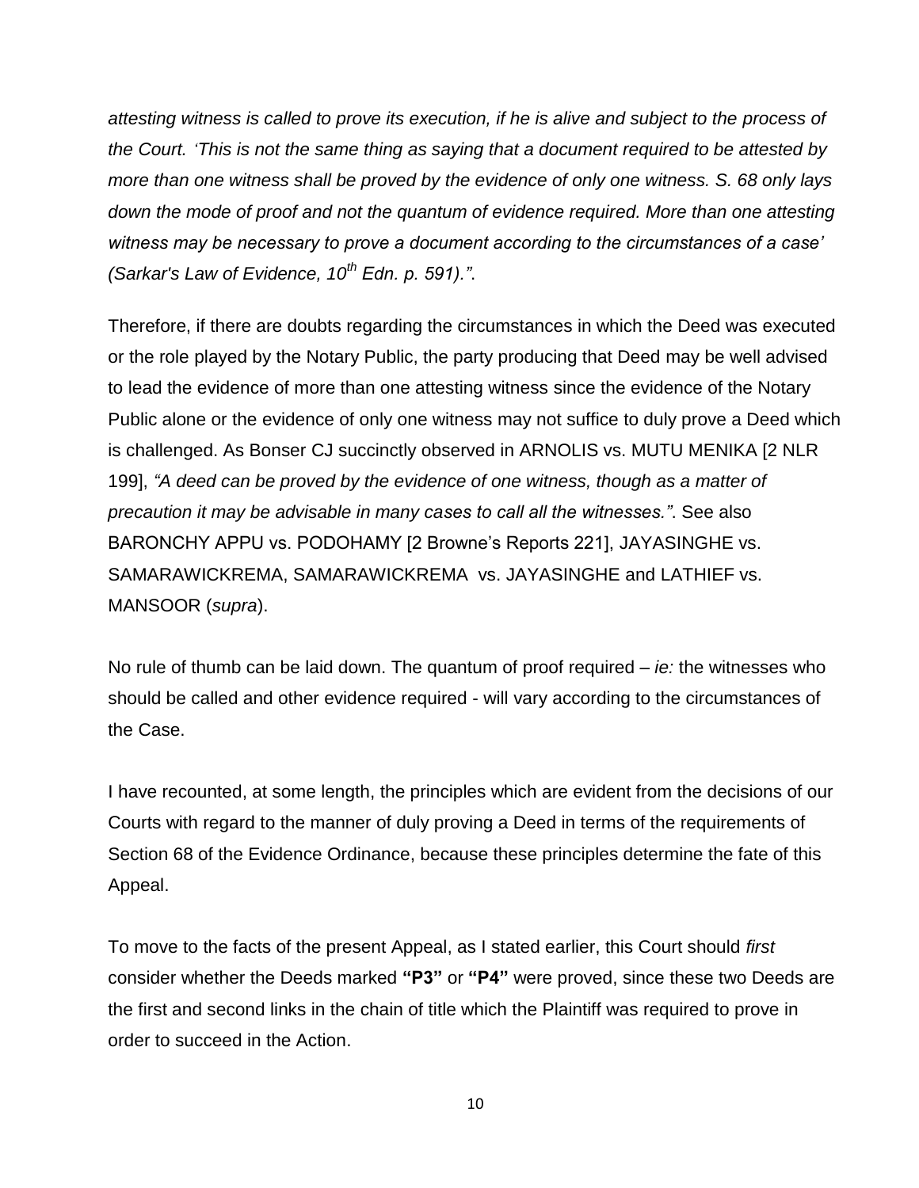*attesting witness is called to prove its execution, if he is alive and subject to the process of the Court. 'This is not the same thing as saying that a document required to be attested by more than one witness shall be proved by the evidence of only one witness. S. 68 only lays down the mode of proof and not the quantum of evidence required. More than one attesting witness may be necessary to prove a document according to the circumstances of a case' (Sarkar's Law of Evidence, 10th Edn. p. 591).".*

Therefore, if there are doubts regarding the circumstances in which the Deed was executed or the role played by the Notary Public, the party producing that Deed may be well advised to lead the evidence of more than one attesting witness since the evidence of the Notary Public alone or the evidence of only one witness may not suffice to duly prove a Deed which is challenged. As Bonser CJ succinctly observed in ARNOLIS vs. MUTU MENIKA [2 NLR 199], *"A deed can be proved by the evidence of one witness, though as a matter of precaution it may be advisable in many cases to call all the witnesses."*. See also BARONCHY APPU vs. PODOHAMY [2 Browne's Reports 221], JAYASINGHE vs. SAMARAWICKREMA, SAMARAWICKREMA vs. JAYASINGHE and LATHIEF vs. MANSOOR (*supra*).

No rule of thumb can be laid down. The quantum of proof required – *ie:* the witnesses who should be called and other evidence required - will vary according to the circumstances of the Case.

I have recounted, at some length, the principles which are evident from the decisions of our Courts with regard to the manner of duly proving a Deed in terms of the requirements of Section 68 of the Evidence Ordinance, because these principles determine the fate of this Appeal.

To move to the facts of the present Appeal, as I stated earlier, this Court should *first* consider whether the Deeds marked **"P3"** or **"P4"** were proved, since these two Deeds are the first and second links in the chain of title which the Plaintiff was required to prove in order to succeed in the Action.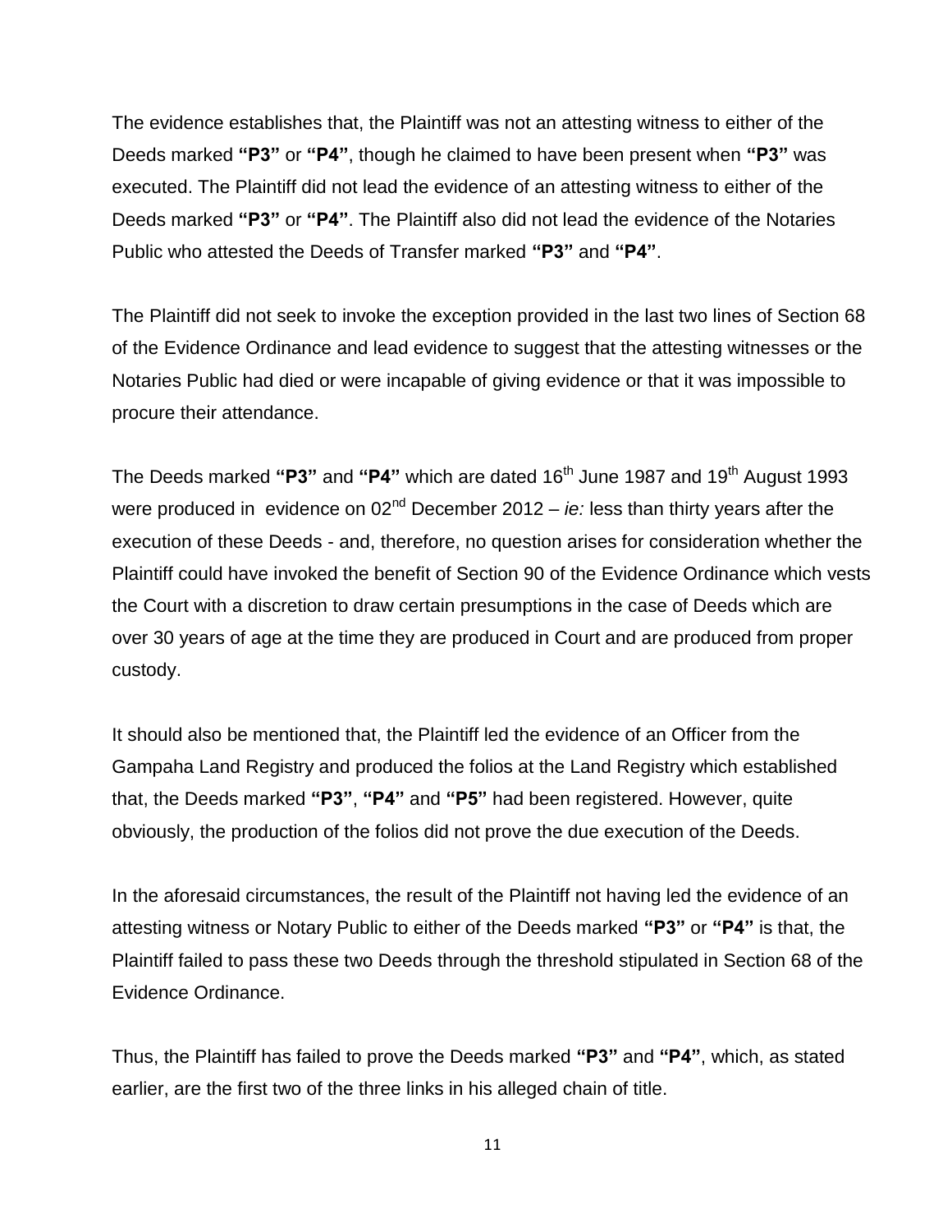The evidence establishes that, the Plaintiff was not an attesting witness to either of the Deeds marked **"P3"** or **"P4"**, though he claimed to have been present when **"P3"** was executed. The Plaintiff did not lead the evidence of an attesting witness to either of the Deeds marked **"P3"** or **"P4"**. The Plaintiff also did not lead the evidence of the Notaries Public who attested the Deeds of Transfer marked **"P3"** and **"P4"**.

The Plaintiff did not seek to invoke the exception provided in the last two lines of Section 68 of the Evidence Ordinance and lead evidence to suggest that the attesting witnesses or the Notaries Public had died or were incapable of giving evidence or that it was impossible to procure their attendance.

The Deeds marked **"P3"** and **"P4"** which are dated 16th June 1987 and 19th August 1993 were produced in evidence on 02nd December 2012 – *ie:* less than thirty years after the execution of these Deeds - and, therefore, no question arises for consideration whether the Plaintiff could have invoked the benefit of Section 90 of the Evidence Ordinance which vests the Court with a discretion to draw certain presumptions in the case of Deeds which are over 30 years of age at the time they are produced in Court and are produced from proper custody.

It should also be mentioned that, the Plaintiff led the evidence of an Officer from the Gampaha Land Registry and produced the folios at the Land Registry which established that, the Deeds marked **"P3"**, **"P4"** and **"P5"** had been registered. However, quite obviously, the production of the folios did not prove the due execution of the Deeds.

In the aforesaid circumstances, the result of the Plaintiff not having led the evidence of an attesting witness or Notary Public to either of the Deeds marked **"P3"** or **"P4"** is that, the Plaintiff failed to pass these two Deeds through the threshold stipulated in Section 68 of the Evidence Ordinance.

Thus, the Plaintiff has failed to prove the Deeds marked **"P3"** and **"P4"**, which, as stated earlier, are the first two of the three links in his alleged chain of title.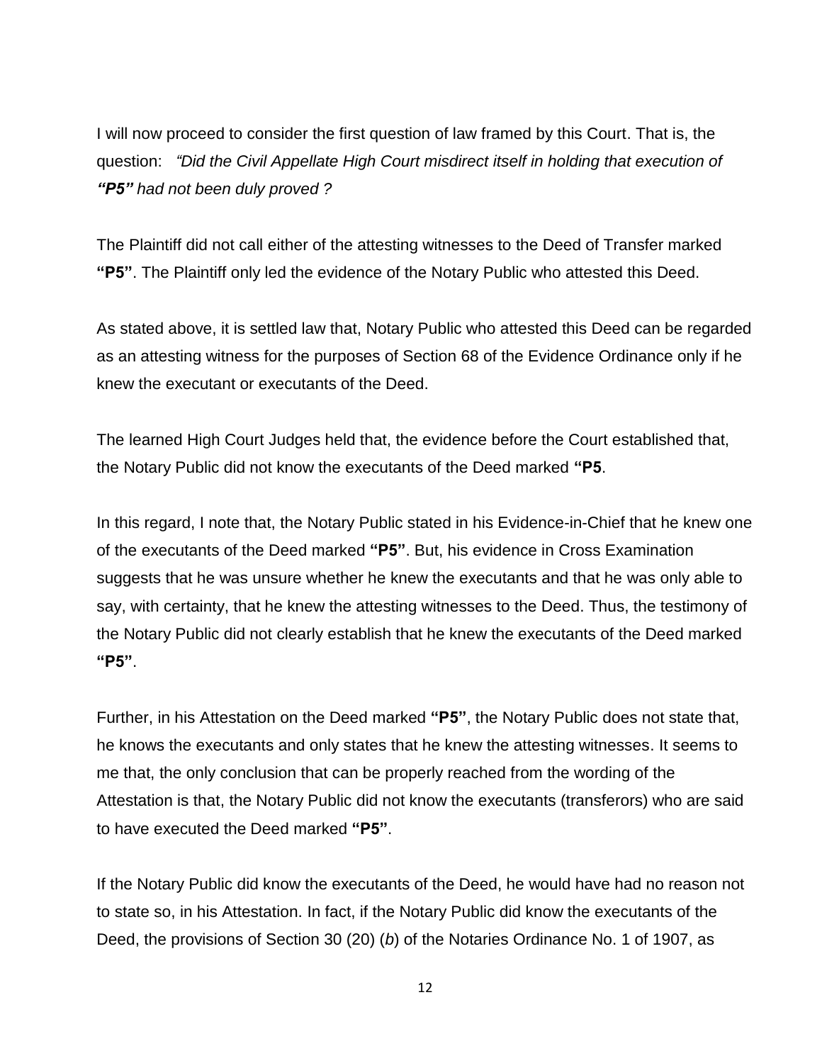I will now proceed to consider the first question of law framed by this Court. That is, the question: *"Did the Civil Appellate High Court misdirect itself in holding that execution of **"P5"** had not been duly proved ?*

The Plaintiff did not call either of the attesting witnesses to the Deed of Transfer marked **"P5"**. The Plaintiff only led the evidence of the Notary Public who attested this Deed.

As stated above, it is settled law that, Notary Public who attested this Deed can be regarded as an attesting witness for the purposes of Section 68 of the Evidence Ordinance only if he knew the executant or executants of the Deed.

The learned High Court Judges held that, the evidence before the Court established that, the Notary Public did not know the executants of the Deed marked **"P5**.

In this regard, I note that, the Notary Public stated in his Evidence-in-Chief that he knew one of the executants of the Deed marked **"P5"**. But, his evidence in Cross Examination suggests that he was unsure whether he knew the executants and that he was only able to say, with certainty, that he knew the attesting witnesses to the Deed. Thus, the testimony of the Notary Public did not clearly establish that he knew the executants of the Deed marked **"P5"**.

Further, in his Attestation on the Deed marked **"P5"**, the Notary Public does not state that, he knows the executants and only states that he knew the attesting witnesses. It seems to me that, the only conclusion that can be properly reached from the wording of the Attestation is that, the Notary Public did not know the executants (transferors) who are said to have executed the Deed marked **"P5"**.

If the Notary Public did know the executants of the Deed, he would have had no reason not to state so, in his Attestation. In fact, if the Notary Public did know the executants of the Deed, the provisions of Section 30 (20) (*b*) of the Notaries Ordinance No. 1 of 1907, as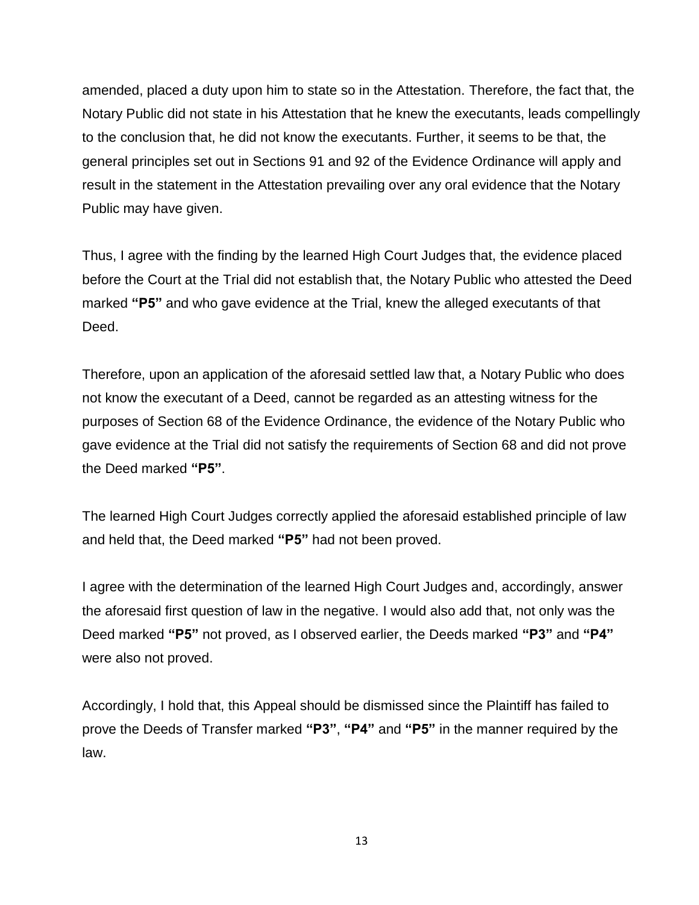amended, placed a duty upon him to state so in the Attestation. Therefore, the fact that, the Notary Public did not state in his Attestation that he knew the executants, leads compellingly to the conclusion that, he did not know the executants. Further, it seems to be that, the general principles set out in Sections 91 and 92 of the Evidence Ordinance will apply and result in the statement in the Attestation prevailing over any oral evidence that the Notary Public may have given.

Thus, I agree with the finding by the learned High Court Judges that, the evidence placed before the Court at the Trial did not establish that, the Notary Public who attested the Deed marked **"P5"** and who gave evidence at the Trial, knew the alleged executants of that Deed.

Therefore, upon an application of the aforesaid settled law that, a Notary Public who does not know the executant of a Deed, cannot be regarded as an attesting witness for the purposes of Section 68 of the Evidence Ordinance, the evidence of the Notary Public who gave evidence at the Trial did not satisfy the requirements of Section 68 and did not prove the Deed marked **"P5"**.

The learned High Court Judges correctly applied the aforesaid established principle of law and held that, the Deed marked **"P5"** had not been proved.

I agree with the determination of the learned High Court Judges and, accordingly, answer the aforesaid first question of law in the negative. I would also add that, not only was the Deed marked **"P5"** not proved, as I observed earlier, the Deeds marked **"P3"** and **"P4"** were also not proved.

Accordingly, I hold that, this Appeal should be dismissed since the Plaintiff has failed to prove the Deeds of Transfer marked **"P3"**, **"P4"** and **"P5"** in the manner required by the law.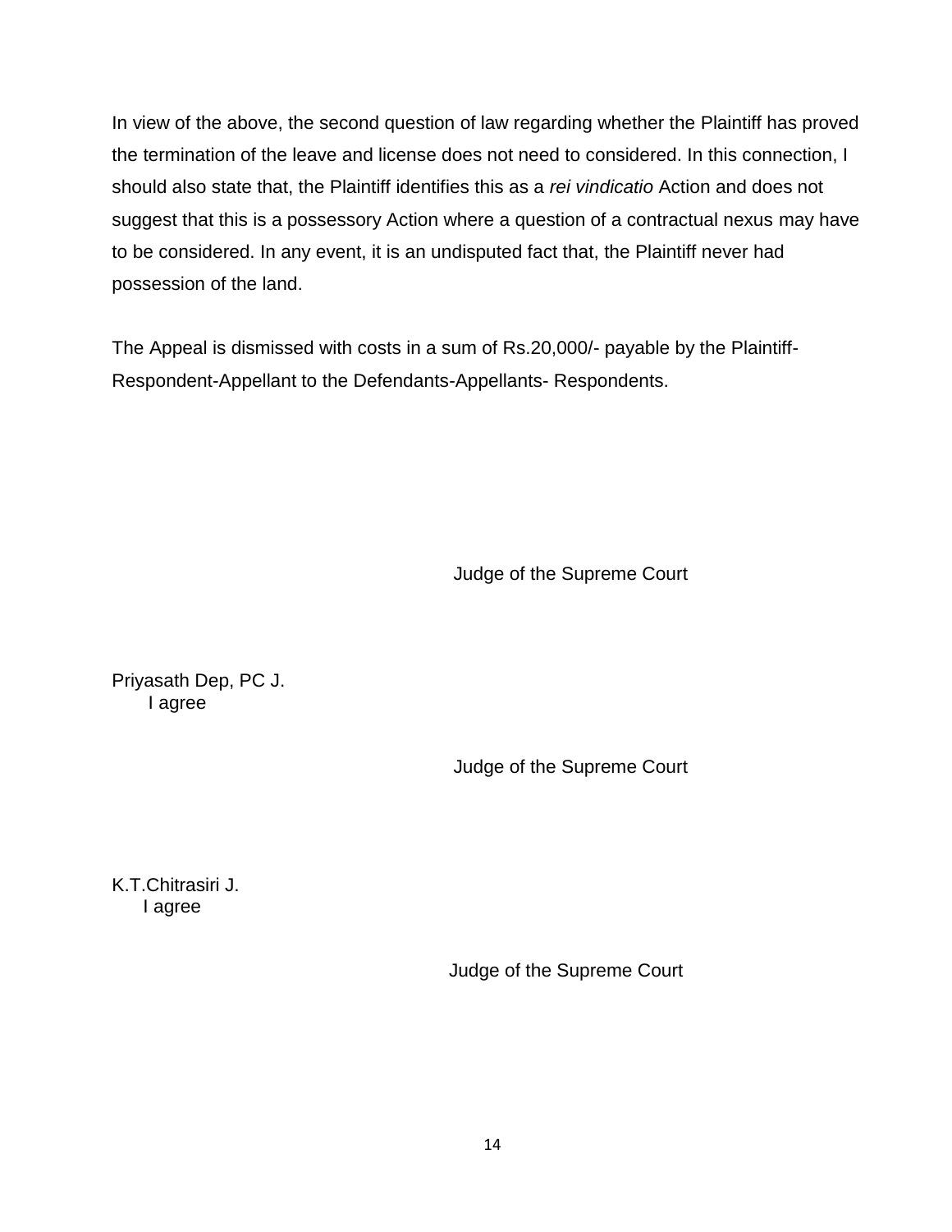In view of the above, the second question of law regarding whether the Plaintiff has proved the termination of the leave and license does not need to considered. In this connection, I should also state that, the Plaintiff identifies this as a *rei vindicatio* Action and does not suggest that this is a possessory Action where a question of a contractual nexus may have to be considered. In any event, it is an undisputed fact that, the Plaintiff never had possession of the land.

The Appeal is dismissed with costs in a sum of Rs.20,000/- payable by the Plaintiff-Respondent-Appellant to the Defendants-Appellants- Respondents.

Judge of the Supreme Court

Priyasath Dep, PC J.
I agree

Judge of the Supreme Court

K.T.Chitrasiri J.
I agree

Judge of the Supreme Court